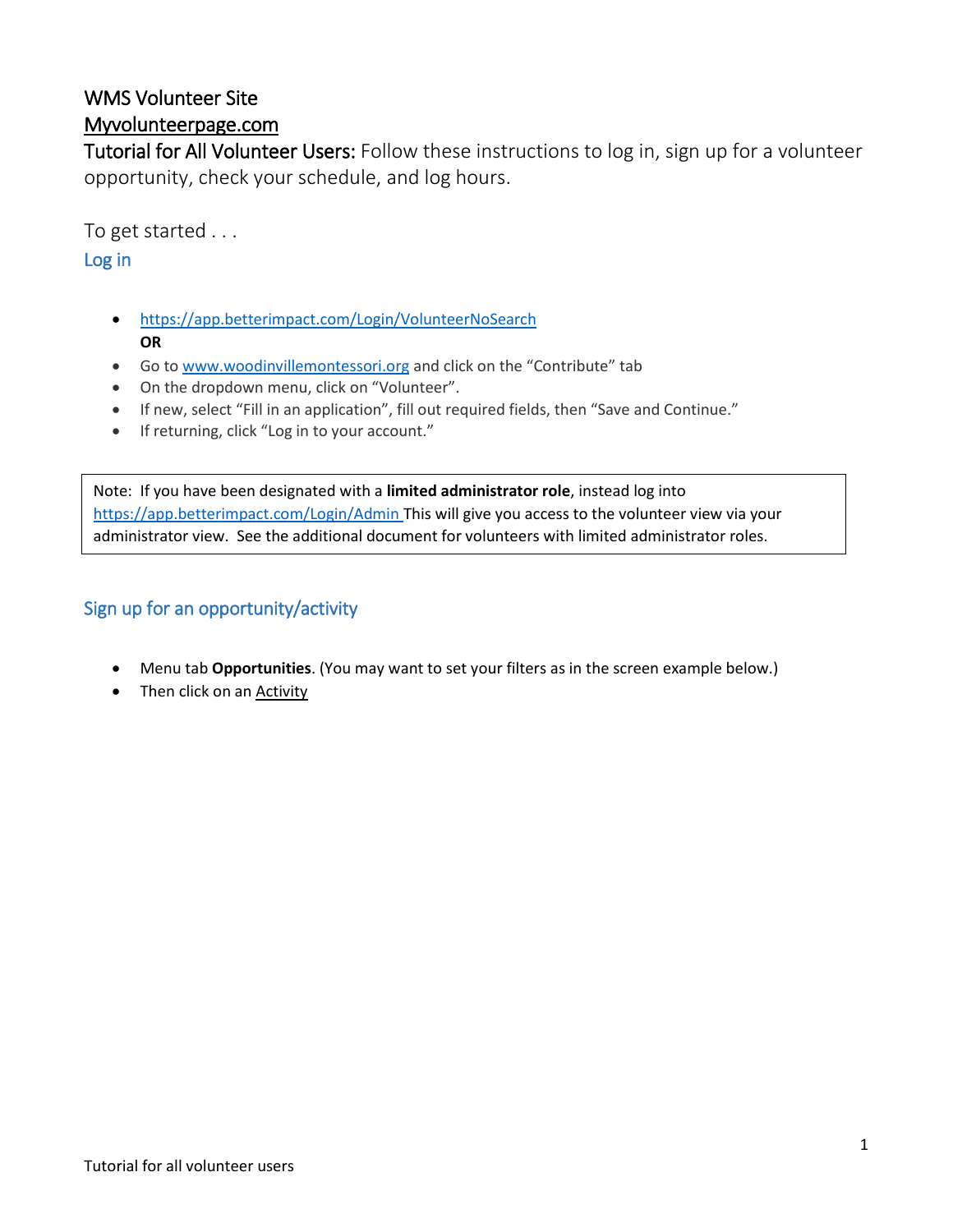# WMS Volunteer Site

## Myvolunteerpage.com

**Tutorial for All Volunteer Users:** Follow these instructions to log in, sign up for a volunteer opportunity, check your schedule, and log hours.

To get started . . .

### Log in

- https://app.betterimpact.com/Login/VolunteerNoSearch
  **OR**
- Go to www.woodinvillemontessori.org and click on the "Contribute" tab
- On the dropdown menu, click on "Volunteer".
- If new, select "Fill in an application", fill out required fields, then "Save and Continue."
- If returning, click "Log in to your account."

> Note: If you have been designated with a **limited administrator role**, instead log into https://app.betterimpact.com/Login/Admin This will give you access to the volunteer view via your administrator view. See the additional document for volunteers with limited administrator roles.

### Sign up for an opportunity/activity

- Menu tab **Opportunities**. (You may want to set your filters as in the screen example below.)
- Then click on an Activity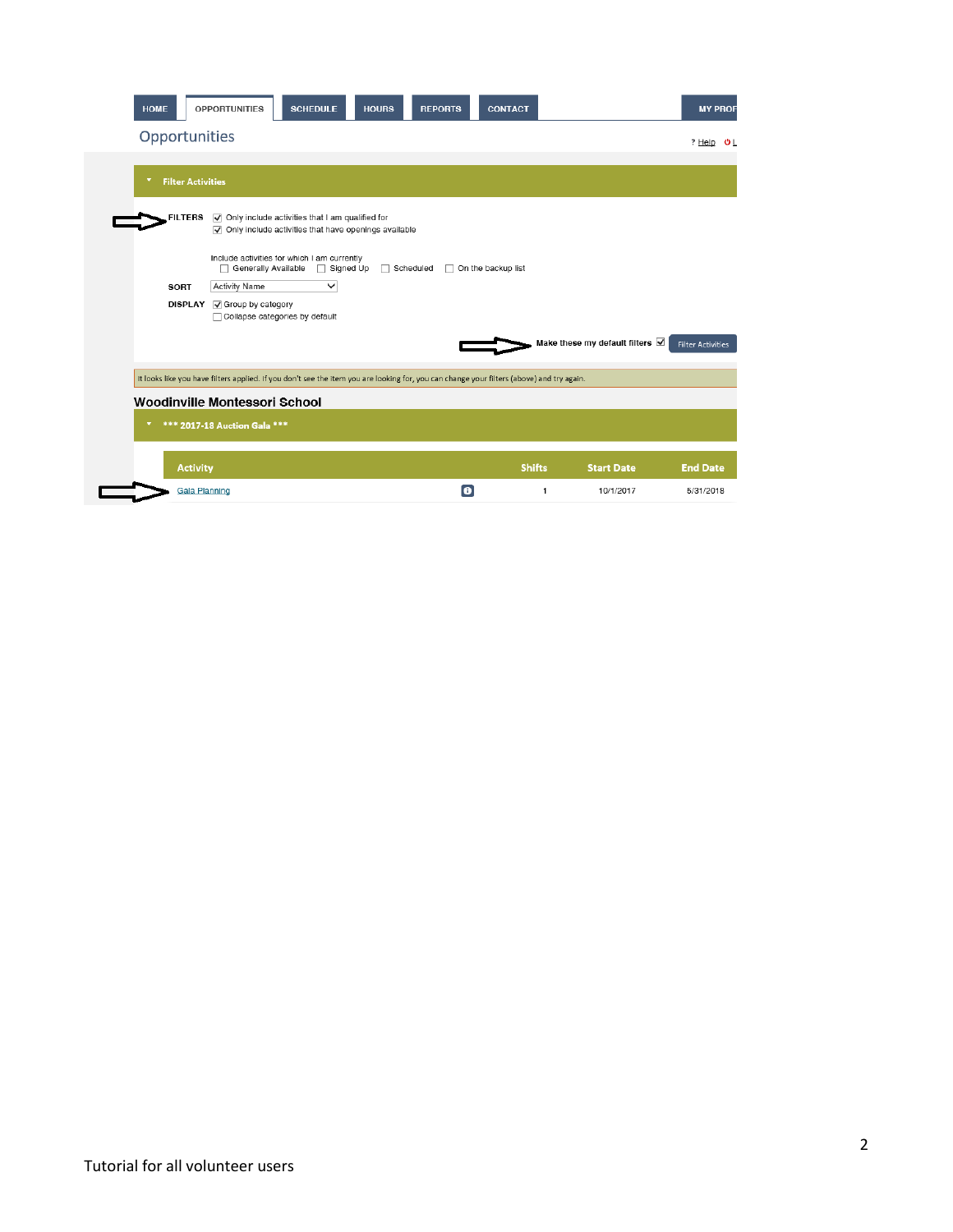HOME | OPPORTUNITIES | SCHEDULE | HOURS | REPORTS | CONTACT | MY PROF

## Opportunities

? Help

**Filter Activities**

**FILTERS**
- ☑ Only include activities that I am qualified for
- ☑ Only include activities that have openings available

Include activities for which I am currently
☐ Generally Available ☐ Signed Up ☐ Scheduled ☐ On the backup list

**SORT** Activity Name

**DISPLAY**
- ☑ Group by category
- ☐ Collapse categories by default

**Make these my default filters** ☑ Filter Activities

It looks like you have filters applied. If you don't see the item you are looking for, you can change your filters (above) and try again.

**Woodinville Montessori School**

**\*\*\* 2017-18 Auction Gala \*\*\***

| Activity | Shifts | Start Date | End Date |
|---|---|---|---|
| Gala Planning | 1 | 10/1/2017 | 5/31/2018 |

Tutorial for all volunteer users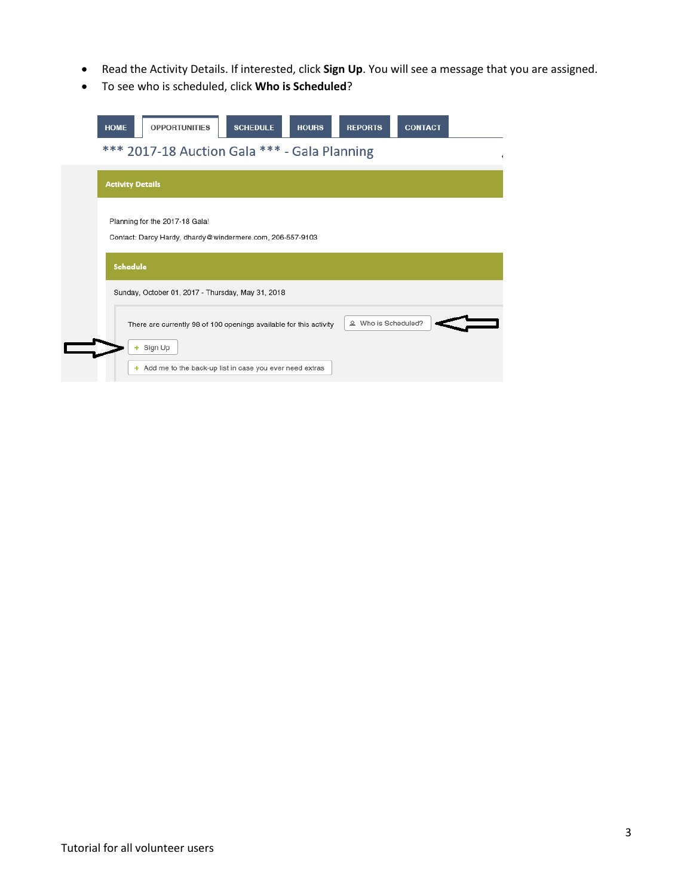- Read the Activity Details. If interested, click **Sign Up**. You will see a message that you are assigned.
- To see who is scheduled, click **Who is Scheduled**?

HOME | OPPORTUNITIES | SCHEDULE | HOURS | REPORTS | CONTACT

*** 2017-18 Auction Gala *** - Gala Planning

**Activity Details**

Planning for the 2017-18 Gala!

Contact: Darcy Hardy, dhardy@windermere.com, 206-557-9103

**Schedule**

Sunday, October 01, 2017 - Thursday, May 31, 2018

There are currently 98 of 100 openings available for this activity

Who is Scheduled?

+ Sign Up

+ Add me to the back-up list in case you ever need extras

Tutorial for all volunteer users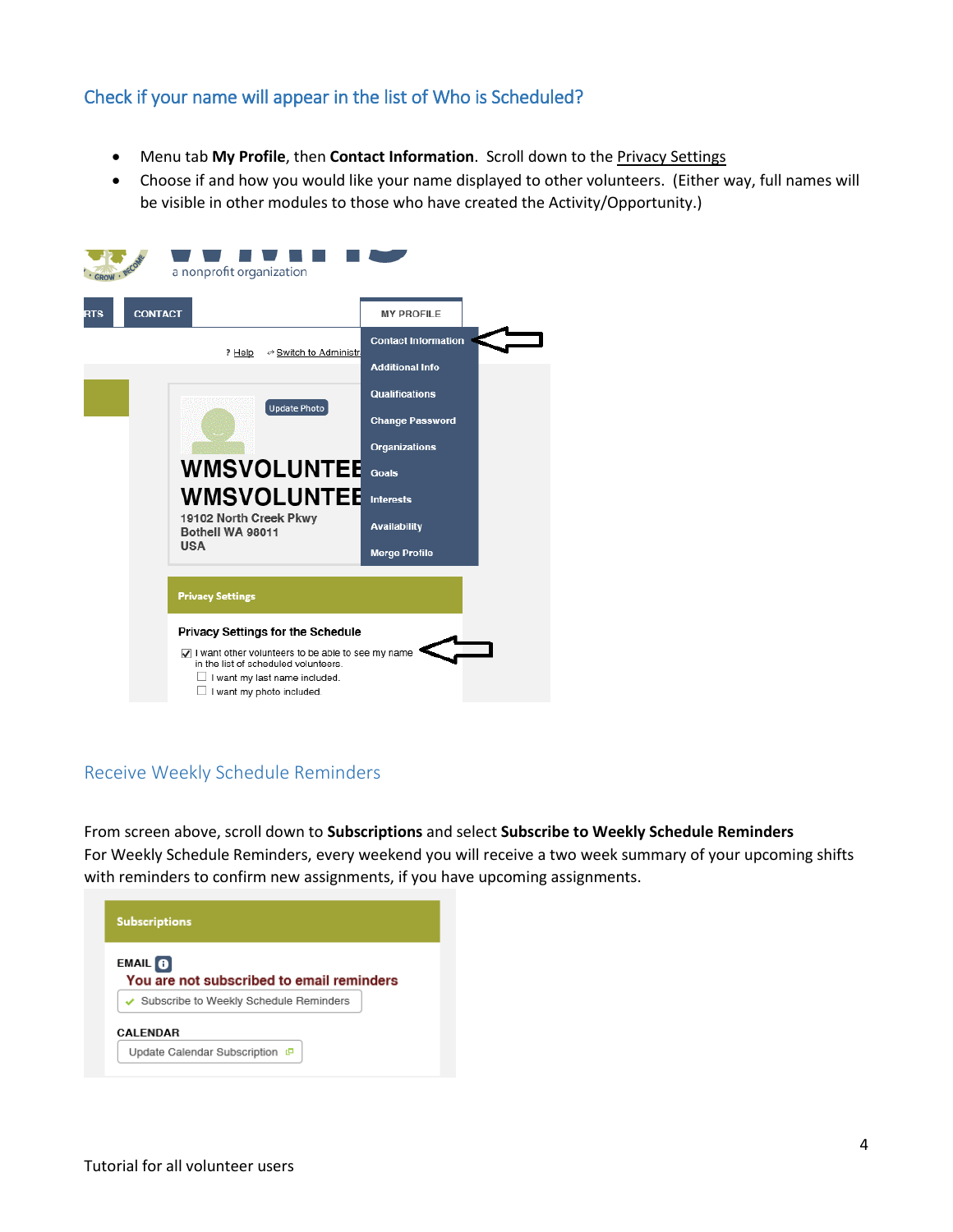## Check if your name will appear in the list of Who is Scheduled?

- Menu tab **My Profile**, then **Contact Information**. Scroll down to the Privacy Settings
- Choose if and how you would like your name displayed to other volunteers. (Either way, full names will be visible in other modules to those who have created the Activity/Opportunity.)

## Receive Weekly Schedule Reminders

From screen above, scroll down to **Subscriptions** and select **Subscribe to Weekly Schedule Reminders**
For Weekly Schedule Reminders, every weekend you will receive a two week summary of your upcoming shifts with reminders to confirm new assignments, if you have upcoming assignments.

Tutorial for all volunteer users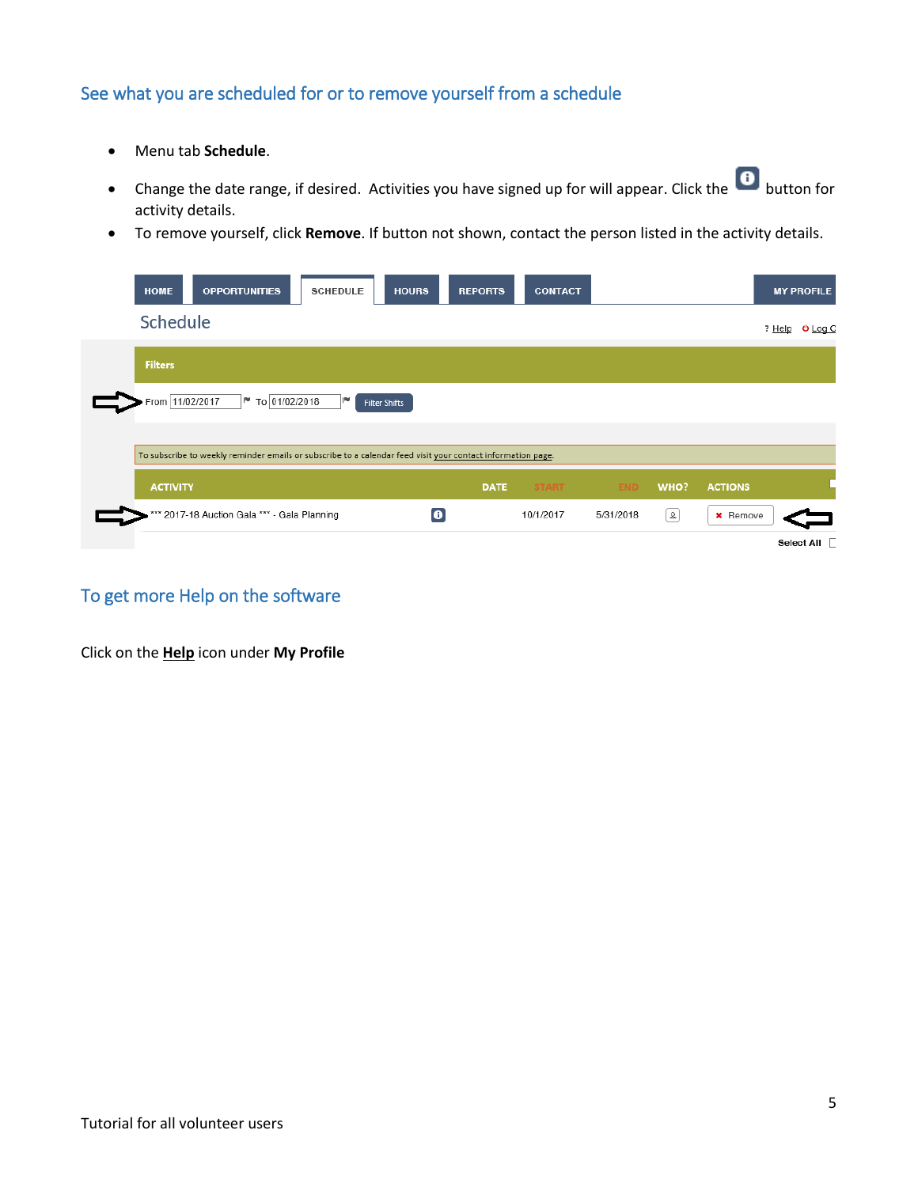## See what you are scheduled for or to remove yourself from a schedule

- Menu tab **Schedule**.
- Change the date range, if desired. Activities you have signed up for will appear. Click the button for activity details.
- To remove yourself, click **Remove**. If button not shown, contact the person listed in the activity details.

## To get more Help on the software

Click on the **Help** icon under **My Profile**

Tutorial for all volunteer users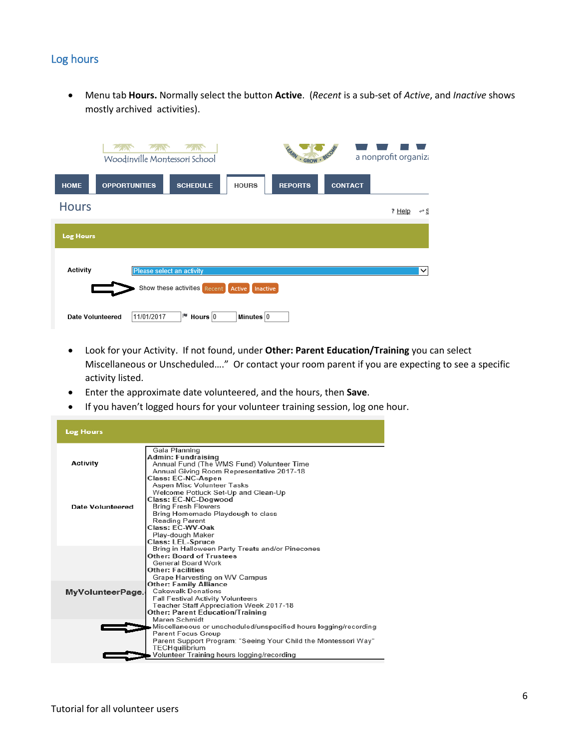## Log hours

- Menu tab **Hours.** Normally select the button **Active**. (*Recent* is a sub-set of *Active*, and *Inactive* shows mostly archived activities).

Woodinville Montessori School

LEARN · GROW · BECOME

a nonprofit organiz

HOME | OPPORTUNITIES | SCHEDULE | HOURS | REPORTS | CONTACT

Hours

? Help

**Log Hours**

Activity: Please select an activity

Show these activities: Recent | Active | Inactive

Date Volunteered: 11/01/2017 | Hours: 0 | Minutes: 0

- Look for your Activity. If not found, under **Other: Parent Education/Training** you can select Miscellaneous or Unscheduled…." Or contact your room parent if you are expecting to see a specific activity listed.
- Enter the approximate date volunteered, and the hours, then **Save**.
- If you haven't logged hours for your volunteer training session, log one hour.

**Log Hours**

Activity

Date Volunteered

MyVolunteerPage.

Gala Planning
**Admin: Fundraising**
Annual Fund (The WMS Fund) Volunteer Time
Annual Giving Room Representative 2017-18
**Class: EC-NC-Aspen**
Aspen Misc Volunteer Tasks
Welcome Potluck Set-Up and Clean-Up
**Class: EC-NC-Dogwood**
Bring Fresh Flowers
Bring Homemade Playdough to class
Reading Parent
**Class: EC-WV-Oak**
Play-dough Maker
**Class: LEL-Spruce**
Bring in Halloween Party Treats and/or Pinecones
**Other: Board of Trustees**
General Board Work
**Other: Facilities**
Grape Harvesting on WV Campus
**Other: Family Alliance**
Cakewalk Donations
Fall Festival Activity Volunteers
Teacher Staff Appreciation Week 2017-18
**Other: Parent Education/Training**
Maren Schmidt
Miscellaneous or unscheduled/unspecified hours logging/recording
Parent Focus Group
Parent Support Program: "Seeing Your Child the Montessori Way"
TECHquilibrium
Volunteer Training hours logging/recording